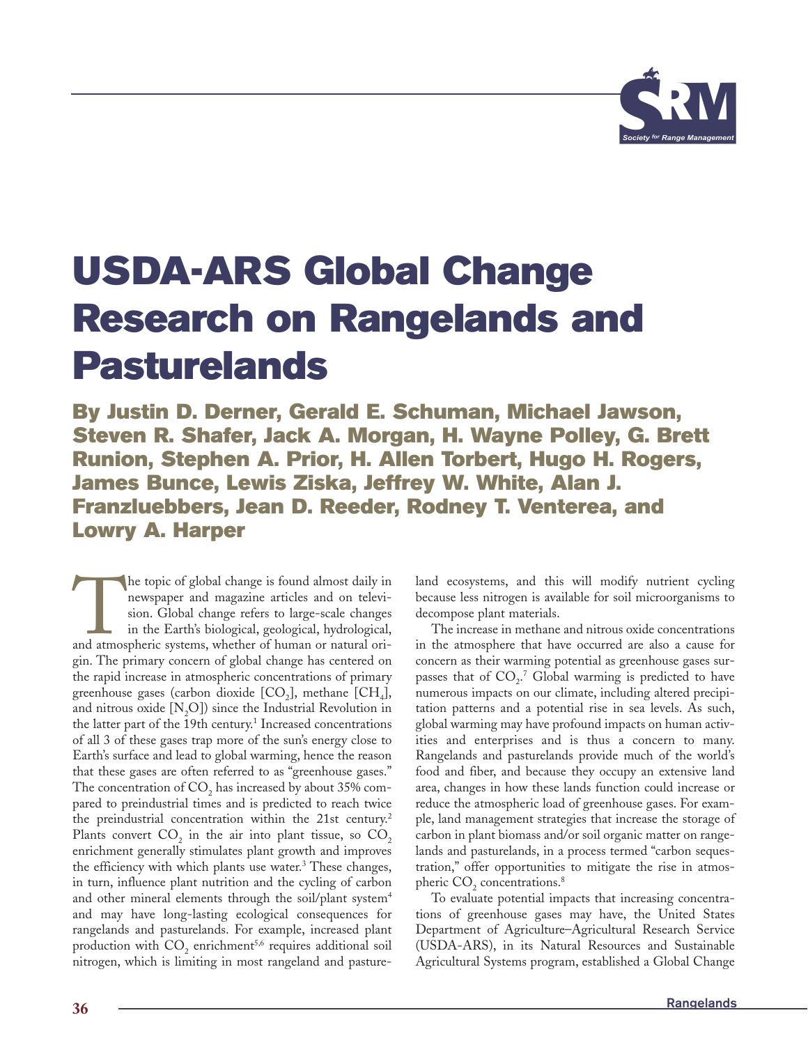# USDA-ARS Global Change Research on Rangelands and Pasturelands

## By Justin D. Derner, Gerald E. Schuman, Michael Jawson, Steven R. Shafer, Jack A. Morgan, H. Wayne Polley, G. Brett Runion, Stephen A. Prior, H. Allen Torbert, Hugo H. Rogers, James Bunce, Lewis Ziska, Jeffrey W. White, Alan J. Franzluebbers, Jean D. Reeder, Rodney T. Venterea, and Lowry A. Harper

The topic of global change is found almost daily in newspaper and magazine articles and on television. Global change refers to large-scale changes in the Earth's biological, geological, hydrological, and atmospheric systems, whether of human or natural origin. The primary concern of global change has centered on the rapid increase in atmospheric concentrations of primary greenhouse gases (carbon dioxide [$CO_2$], methane [$CH_4$], and nitrous oxide [$N_2O$]) since the Industrial Revolution in the latter part of the 19th century.[1] Increased concentrations of all 3 of these gases trap more of the sun's energy close to Earth's surface and lead to global warming, hence the reason that these gases are often referred to as "greenhouse gases." The concentration of $CO_2$ has increased by about 35% compared to preindustrial times and is predicted to reach twice the preindustrial concentration within the 21st century.[2] Plants convert $CO_2$ in the air into plant tissue, so $CO_2$ enrichment generally stimulates plant growth and improves the efficiency with which plants use water.[3] These changes, in turn, influence plant nutrition and the cycling of carbon and other mineral elements through the soil/plant system[4] and may have long-lasting ecological consequences for rangelands and pasturelands. For example, increased plant production with $CO_2$ enrichment[5,6] requires additional soil nitrogen, which is limiting in most rangeland and pastureland ecosystems, and this will modify nutrient cycling because less nitrogen is available for soil microorganisms to decompose plant materials.

The increase in methane and nitrous oxide concentrations in the atmosphere that have occurred are also a cause for concern as their warming potential as greenhouse gases surpasses that of $CO_2$.[7] Global warming is predicted to have numerous impacts on our climate, including altered precipitation patterns and a potential rise in sea levels. As such, global warming may have profound impacts on human activities and enterprises and is thus a concern to many. Rangelands and pasturelands provide much of the world's food and fiber, and because they occupy an extensive land area, changes in how these lands function could increase or reduce the atmospheric load of greenhouse gases. For example, land management strategies that increase the storage of carbon in plant biomass and/or soil organic matter on rangelands and pasturelands, in a process termed "carbon sequestration," offer opportunities to mitigate the rise in atmospheric $CO_2$ concentrations.[8]

To evaluate potential impacts that increasing concentrations of greenhouse gases may have, the United States Department of Agriculture–Agricultural Research Service (USDA-ARS), in its Natural Resources and Sustainable Agricultural Systems program, established a Global Change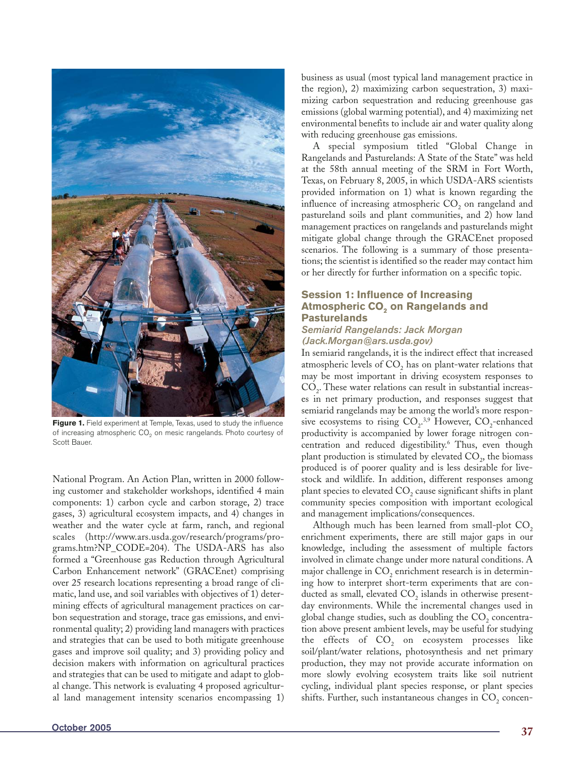**Figure 1.** Field experiment at Temple, Texas, used to study the influence of increasing atmospheric $CO_2$ on mesic rangelands. Photo courtesy of Scott Bauer.

National Program. An Action Plan, written in 2000 following customer and stakeholder workshops, identified 4 main components: 1) carbon cycle and carbon storage, 2) trace gases, 3) agricultural ecosystem impacts, and 4) changes in weather and the water cycle at farm, ranch, and regional scales (http://www.ars.usda.gov/research/programs/programs.htm?NP_CODE=204). The USDA-ARS has also formed a "Greenhouse gas Reduction through Agricultural Carbon Enhancement network" (GRACEnet) comprising over 25 research locations representing a broad range of climatic, land use, and soil variables with objectives of 1) determining effects of agricultural management practices on carbon sequestration and storage, trace gas emissions, and environmental quality; 2) providing land managers with practices and strategies that can be used to both mitigate greenhouse gases and improve soil quality; and 3) providing policy and decision makers with information on agricultural practices and strategies that can be used to mitigate and adapt to global change. This network is evaluating 4 proposed agricultural land management intensity scenarios encompassing 1) business as usual (most typical land management practice in the region), 2) maximizing carbon sequestration, 3) maximizing carbon sequestration and reducing greenhouse gas emissions (global warming potential), and 4) maximizing net environmental benefits to include air and water quality along with reducing greenhouse gas emissions.

A special symposium titled "Global Change in Rangelands and Pasturelands: A State of the State" was held at the 58th annual meeting of the SRM in Fort Worth, Texas, on February 8, 2005, in which USDA-ARS scientists provided information on 1) what is known regarding the influence of increasing atmospheric $CO_2$ on rangeland and pastureland soils and plant communities, and 2) how land management practices on rangelands and pasturelands might mitigate global change through the GRACEnet proposed scenarios. The following is a summary of those presentations; the scientist is identified so the reader may contact him or her directly for further information on a specific topic.

## Session 1: Influence of Increasing Atmospheric $CO_2$ on Rangelands and Pasturelands

### *Semiarid Rangelands: Jack Morgan (Jack.Morgan@ars.usda.gov)*

In semiarid rangelands, it is the indirect effect that increased atmospheric levels of $CO_2$ has on plant-water relations that may be most important in driving ecosystem responses to $CO_2$. These water relations can result in substantial increases in net primary production, and responses suggest that semiarid rangelands may be among the world's more responsive ecosystems to rising $CO_2$.[3,9] However, $CO_2$-enhanced productivity is accompanied by lower forage nitrogen concentration and reduced digestibility.[6] Thus, even though plant production is stimulated by elevated $CO_2$, the biomass produced is of poorer quality and is less desirable for livestock and wildlife. In addition, different responses among plant species to elevated $CO_2$ cause significant shifts in plant community species composition with important ecological and management implications/consequences.

Although much has been learned from small-plot $CO_2$ enrichment experiments, there are still major gaps in our knowledge, including the assessment of multiple factors involved in climate change under more natural conditions. A major challenge in $CO_2$ enrichment research is in determining how to interpret short-term experiments that are conducted as small, elevated $CO_2$ islands in otherwise present-day environments. While the incremental changes used in global change studies, such as doubling the $CO_2$ concentration above present ambient levels, may be useful for studying the effects of $CO_2$ on ecosystem processes like soil/plant/water relations, photosynthesis and net primary production, they may not provide accurate information on more slowly evolving ecosystem traits like soil nutrient cycling, individual plant species response, or plant species shifts. Further, such instantaneous changes in $CO_2$ concen-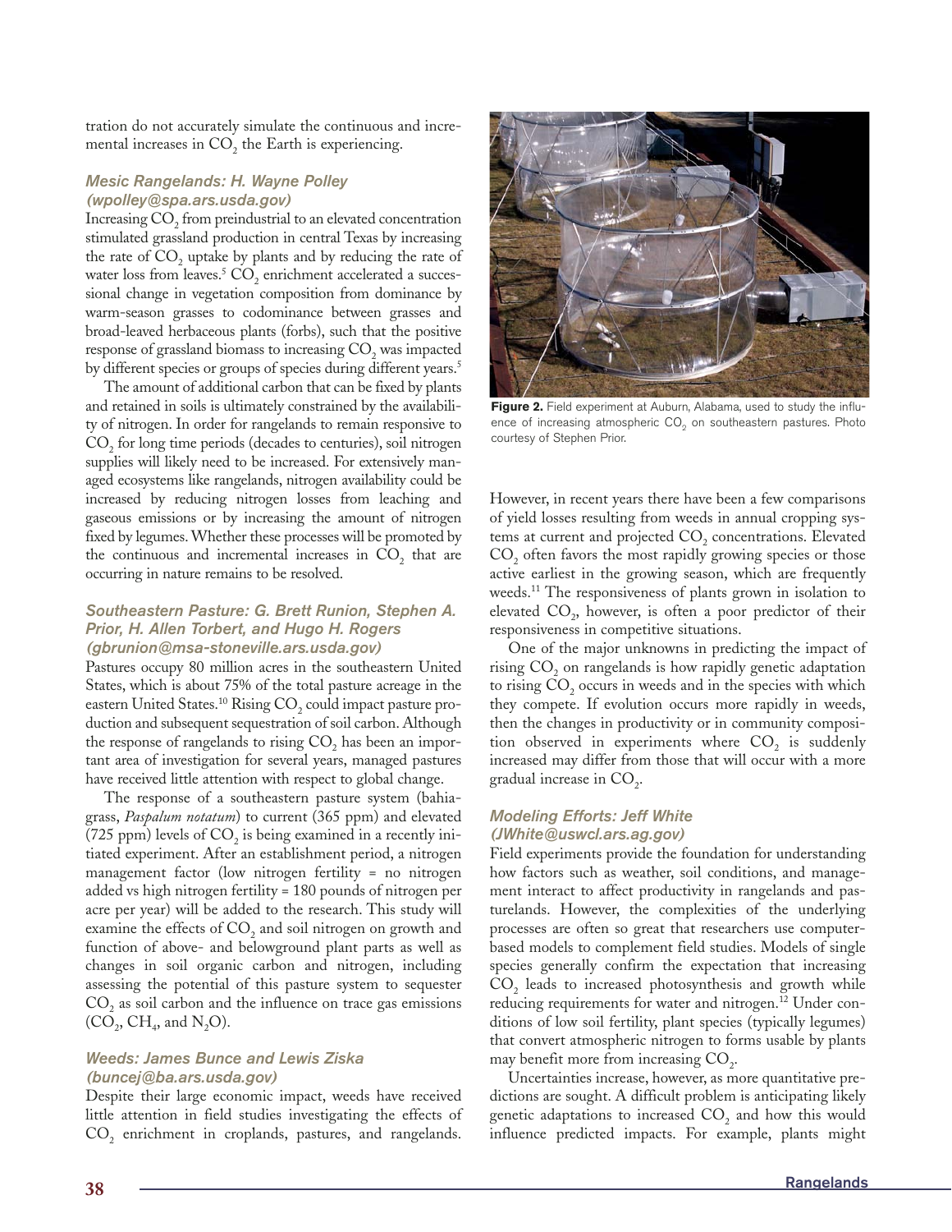tration do not accurately simulate the continuous and incremental increases in $CO_2$ the Earth is experiencing.

### Mesic Rangelands: H. Wayne Polley (wpolley@spa.ars.usda.gov)

Increasing $CO_2$ from preindustrial to an elevated concentration stimulated grassland production in central Texas by increasing the rate of $CO_2$ uptake by plants and by reducing the rate of water loss from leaves.[5] $CO_2$ enrichment accelerated a successional change in vegetation composition from dominance by warm-season grasses to codominance between grasses and broad-leaved herbaceous plants (forbs), such that the positive response of grassland biomass to increasing $CO_2$ was impacted by different species or groups of species during different years.[5]

The amount of additional carbon that can be fixed by plants and retained in soils is ultimately constrained by the availability of nitrogen. In order for rangelands to remain responsive to $CO_2$ for long time periods (decades to centuries), soil nitrogen supplies will likely need to be increased. For extensively managed ecosystems like rangelands, nitrogen availability could be increased by reducing nitrogen losses from leaching and gaseous emissions or by increasing the amount of nitrogen fixed by legumes. Whether these processes will be promoted by the continuous and incremental increases in $CO_2$ that are occurring in nature remains to be resolved.

### Southeastern Pasture: G. Brett Runion, Stephen A. Prior, H. Allen Torbert, and Hugo H. Rogers (gbrunion@msa-stoneville.ars.usda.gov)

Pastures occupy 80 million acres in the southeastern United States, which is about 75% of the total pasture acreage in the eastern United States.[10] Rising $CO_2$ could impact pasture production and subsequent sequestration of soil carbon. Although the response of rangelands to rising $CO_2$ has been an important area of investigation for several years, managed pastures have received little attention with respect to global change.

The response of a southeastern pasture system (bahiagrass, *Paspalum notatum*) to current (365 ppm) and elevated (725 ppm) levels of $CO_2$ is being examined in a recently initiated experiment. After an establishment period, a nitrogen management factor (low nitrogen fertility = no nitrogen added vs high nitrogen fertility = 180 pounds of nitrogen per acre per year) will be added to the research. This study will examine the effects of $CO_2$ and soil nitrogen on growth and function of above- and belowground plant parts as well as changes in soil organic carbon and nitrogen, including assessing the potential of this pasture system to sequester $CO_2$ as soil carbon and the influence on trace gas emissions ($CO_2$, $CH_4$, and $N_2O$).

### Weeds: James Bunce and Lewis Ziska (buncej@ba.ars.usda.gov)

Despite their large economic impact, weeds have received little attention in field studies investigating the effects of $CO_2$ enrichment in croplands, pastures, and rangelands. However, in recent years there have been a few comparisons of yield losses resulting from weeds in annual cropping systems at current and projected $CO_2$ concentrations. Elevated $CO_2$ often favors the most rapidly growing species or those active earliest in the growing season, which are frequently weeds.[11] The responsiveness of plants grown in isolation to elevated $CO_2$, however, is often a poor predictor of their responsiveness in competitive situations.

One of the major unknowns in predicting the impact of rising $CO_2$ on rangelands is how rapidly genetic adaptation to rising $CO_2$ occurs in weeds and in the species with which they compete. If evolution occurs more rapidly in weeds, then the changes in productivity or in community composition observed in experiments where $CO_2$ is suddenly increased may differ from those that will occur with a more gradual increase in $CO_2$.

**Figure 2.** Field experiment at Auburn, Alabama, used to study the influence of increasing atmospheric $CO_2$ on southeastern pastures. Photo courtesy of Stephen Prior.

### Modeling Efforts: Jeff White (JWhite@uswcl.ars.ag.gov)

Field experiments provide the foundation for understanding how factors such as weather, soil conditions, and management interact to affect productivity in rangelands and pasturelands. However, the complexities of the underlying processes are often so great that researchers use computer-based models to complement field studies. Models of single species generally confirm the expectation that increasing $CO_2$ leads to increased photosynthesis and growth while reducing requirements for water and nitrogen.[12] Under conditions of low soil fertility, plant species (typically legumes) that convert atmospheric nitrogen to forms usable by plants may benefit more from increasing $CO_2$.

Uncertainties increase, however, as more quantitative predictions are sought. A difficult problem is anticipating likely genetic adaptations to increased $CO_2$ and how this would influence predicted impacts. For example, plants might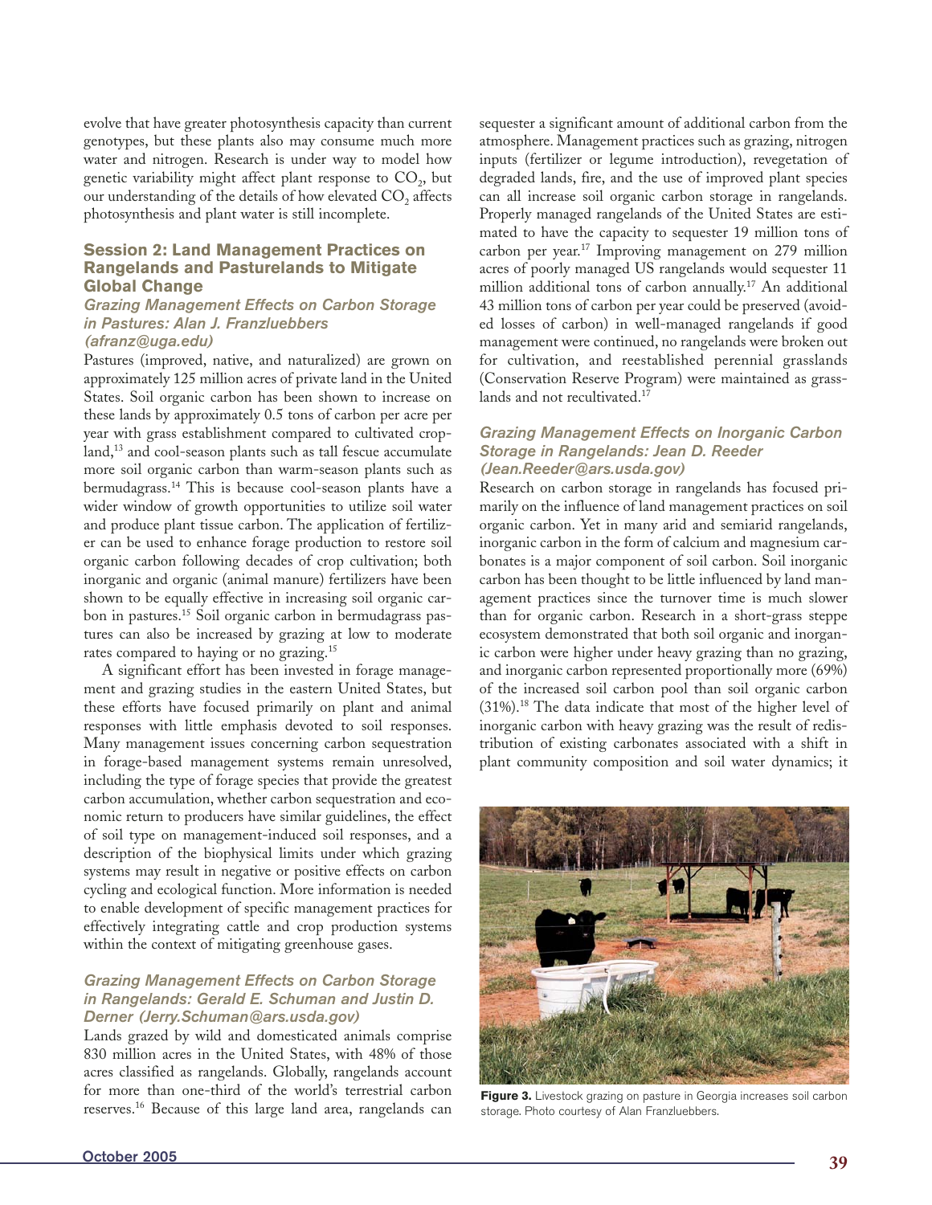evolve that have greater photosynthesis capacity than current genotypes, but these plants also may consume much more water and nitrogen. Research is under way to model how genetic variability might affect plant response to $CO_2$, but our understanding of the details of how elevated $CO_2$ affects photosynthesis and plant water is still incomplete.

## Session 2: Land Management Practices on Rangelands and Pasturelands to Mitigate Global Change

### *Grazing Management Effects on Carbon Storage in Pastures: Alan J. Franzluebbers (afranz@uga.edu)*

Pastures (improved, native, and naturalized) are grown on approximately 125 million acres of private land in the United States. Soil organic carbon has been shown to increase on these lands by approximately 0.5 tons of carbon per acre per year with grass establishment compared to cultivated cropland,[13] and cool-season plants such as tall fescue accumulate more soil organic carbon than warm-season plants such as bermudagrass.[14] This is because cool-season plants have a wider window of growth opportunities to utilize soil water and produce plant tissue carbon. The application of fertilizer can be used to enhance forage production to restore soil organic carbon following decades of crop cultivation; both inorganic and organic (animal manure) fertilizers have been shown to be equally effective in increasing soil organic carbon in pastures.[15] Soil organic carbon in bermudagrass pastures can also be increased by grazing at low to moderate rates compared to haying or no grazing.[15]

A significant effort has been invested in forage management and grazing studies in the eastern United States, but these efforts have focused primarily on plant and animal responses with little emphasis devoted to soil responses. Many management issues concerning carbon sequestration in forage-based management systems remain unresolved, including the type of forage species that provide the greatest carbon accumulation, whether carbon sequestration and economic return to producers have similar guidelines, the effect of soil type on management-induced soil responses, and a description of the biophysical limits under which grazing systems may result in negative or positive effects on carbon cycling and ecological function. More information is needed to enable development of specific management practices for effectively integrating cattle and crop production systems within the context of mitigating greenhouse gases.

### *Grazing Management Effects on Carbon Storage in Rangelands: Gerald E. Schuman and Justin D. Derner (Jerry.Schuman@ars.usda.gov)*

Lands grazed by wild and domesticated animals comprise 830 million acres in the United States, with 48% of those acres classified as rangelands. Globally, rangelands account for more than one-third of the world's terrestrial carbon reserves.[16] Because of this large land area, rangelands can sequester a significant amount of additional carbon from the atmosphere. Management practices such as grazing, nitrogen inputs (fertilizer or legume introduction), revegetation of degraded lands, fire, and the use of improved plant species can all increase soil organic carbon storage in rangelands. Properly managed rangelands of the United States are estimated to have the capacity to sequester 19 million tons of carbon per year.[17] Improving management on 279 million acres of poorly managed US rangelands would sequester 11 million additional tons of carbon annually.[17] An additional 43 million tons of carbon per year could be preserved (avoided losses of carbon) in well-managed rangelands if good management were continued, no rangelands were broken out for cultivation, and reestablished perennial grasslands (Conservation Reserve Program) were maintained as grasslands and not recultivated.[17]

### *Grazing Management Effects on Inorganic Carbon Storage in Rangelands: Jean D. Reeder (Jean.Reeder@ars.usda.gov)*

Research on carbon storage in rangelands has focused primarily on the influence of land management practices on soil organic carbon. Yet in many arid and semiarid rangelands, inorganic carbon in the form of calcium and magnesium carbonates is a major component of soil carbon. Soil inorganic carbon has been thought to be little influenced by land management practices since the turnover time is much slower than for organic carbon. Research in a short-grass steppe ecosystem demonstrated that both soil organic and inorganic carbon were higher under heavy grazing than no grazing, and inorganic carbon represented proportionally more (69%) of the increased soil carbon pool than soil organic carbon (31%).[18] The data indicate that most of the higher level of inorganic carbon with heavy grazing was the result of redistribution of existing carbonates associated with a shift in plant community composition and soil water dynamics; it

**Figure 3.** Livestock grazing on pasture in Georgia increases soil carbon storage. Photo courtesy of Alan Franzluebbers.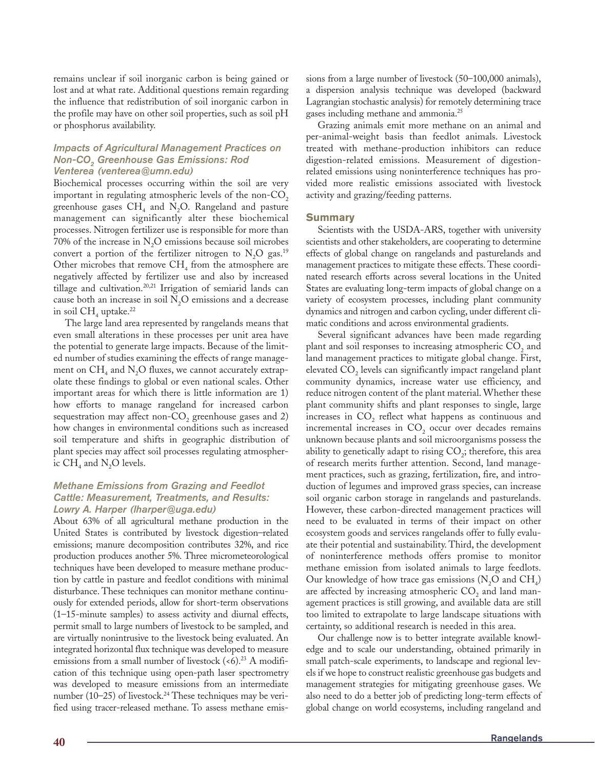remains unclear if soil inorganic carbon is being gained or lost and at what rate. Additional questions remain regarding the influence that redistribution of soil inorganic carbon in the profile may have on other soil properties, such as soil pH or phosphorus availability.

### *Impacts of Agricultural Management Practices on Non-$CO_2$ Greenhouse Gas Emissions: Rod Venterea (venterea@umn.edu)*

Biochemical processes occurring within the soil are very important in regulating atmospheric levels of the non-$CO_2$ greenhouse gases $CH_4$ and $N_2O$. Rangeland and pasture management can significantly alter these biochemical processes. Nitrogen fertilizer use is responsible for more than 70% of the increase in $N_2O$ emissions because soil microbes convert a portion of the fertilizer nitrogen to $N_2O$ gas.[19] Other microbes that remove $CH_4$ from the atmosphere are negatively affected by fertilizer use and also by increased tillage and cultivation.[20,21] Irrigation of semiarid lands can cause both an increase in soil $N_2O$ emissions and a decrease in soil $CH_4$ uptake.[22]

The large land area represented by rangelands means that even small alterations in these processes per unit area have the potential to generate large impacts. Because of the limited number of studies examining the effects of range management on $CH_4$ and $N_2O$ fluxes, we cannot accurately extrapolate these findings to global or even national scales. Other important areas for which there is little information are 1) how efforts to manage rangeland for increased carbon sequestration may affect non-$CO_2$ greenhouse gases and 2) how changes in environmental conditions such as increased soil temperature and shifts in geographic distribution of plant species may affect soil processes regulating atmospheric $CH_4$ and $N_2O$ levels.

### *Methane Emissions from Grazing and Feedlot Cattle: Measurement, Treatments, and Results: Lowry A. Harper (lharper@uga.edu)*

About 63% of all agricultural methane production in the United States is contributed by livestock digestion–related emissions; manure decomposition contributes 32%, and rice production produces another 5%. Three micrometeorological techniques have been developed to measure methane production by cattle in pasture and feedlot conditions with minimal disturbance. These techniques can monitor methane continuously for extended periods, allow for short-term observations (1–15-minute samples) to assess activity and diurnal effects, permit small to large numbers of livestock to be sampled, and are virtually nonintrusive to the livestock being evaluated. An integrated horizontal flux technique was developed to measure emissions from a small number of livestock (<6).[23] A modification of this technique using open-path laser spectrometry was developed to measure emissions from an intermediate number (10–25) of livestock.[24] These techniques may be verified using tracer-released methane. To assess methane emissions from a large number of livestock (50–100,000 animals), a dispersion analysis technique was developed (backward Lagrangian stochastic analysis) for remotely determining trace gases including methane and ammonia.[25]

Grazing animals emit more methane on an animal and per-animal-weight basis than feedlot animals. Livestock treated with methane-production inhibitors can reduce digestion-related emissions. Measurement of digestion-related emissions using noninterference techniques has provided more realistic emissions associated with livestock activity and grazing/feeding patterns.

## Summary

Scientists with the USDA-ARS, together with university scientists and other stakeholders, are cooperating to determine effects of global change on rangelands and pasturelands and management practices to mitigate these effects. These coordinated research efforts across several locations in the United States are evaluating long-term impacts of global change on a variety of ecosystem processes, including plant community dynamics and nitrogen and carbon cycling, under different climatic conditions and across environmental gradients.

Several significant advances have been made regarding plant and soil responses to increasing atmospheric $CO_2$ and land management practices to mitigate global change. First, elevated $CO_2$ levels can significantly impact rangeland plant community dynamics, increase water use efficiency, and reduce nitrogen content of the plant material. Whether these plant community shifts and plant responses to single, large increases in $CO_2$ reflect what happens as continuous and incremental increases in $CO_2$ occur over decades remains unknown because plants and soil microorganisms possess the ability to genetically adapt to rising $CO_2$; therefore, this area of research merits further attention. Second, land management practices, such as grazing, fertilization, fire, and introduction of legumes and improved grass species, can increase soil organic carbon storage in rangelands and pasturelands. However, these carbon-directed management practices will need to be evaluated in terms of their impact on other ecosystem goods and services rangelands offer to fully evaluate their potential and sustainability. Third, the development of noninterference methods offers promise to monitor methane emission from isolated animals to large feedlots. Our knowledge of how trace gas emissions ($N_2O$ and $CH_4$) are affected by increasing atmospheric $CO_2$ and land management practices is still growing, and available data are still too limited to extrapolate to large landscape situations with certainty, so additional research is needed in this area.

Our challenge now is to better integrate available knowledge and to scale our understanding, obtained primarily in small patch-scale experiments, to landscape and regional levels if we hope to construct realistic greenhouse gas budgets and management strategies for mitigating greenhouse gases. We also need to do a better job of predicting long-term effects of global change on world ecosystems, including rangeland and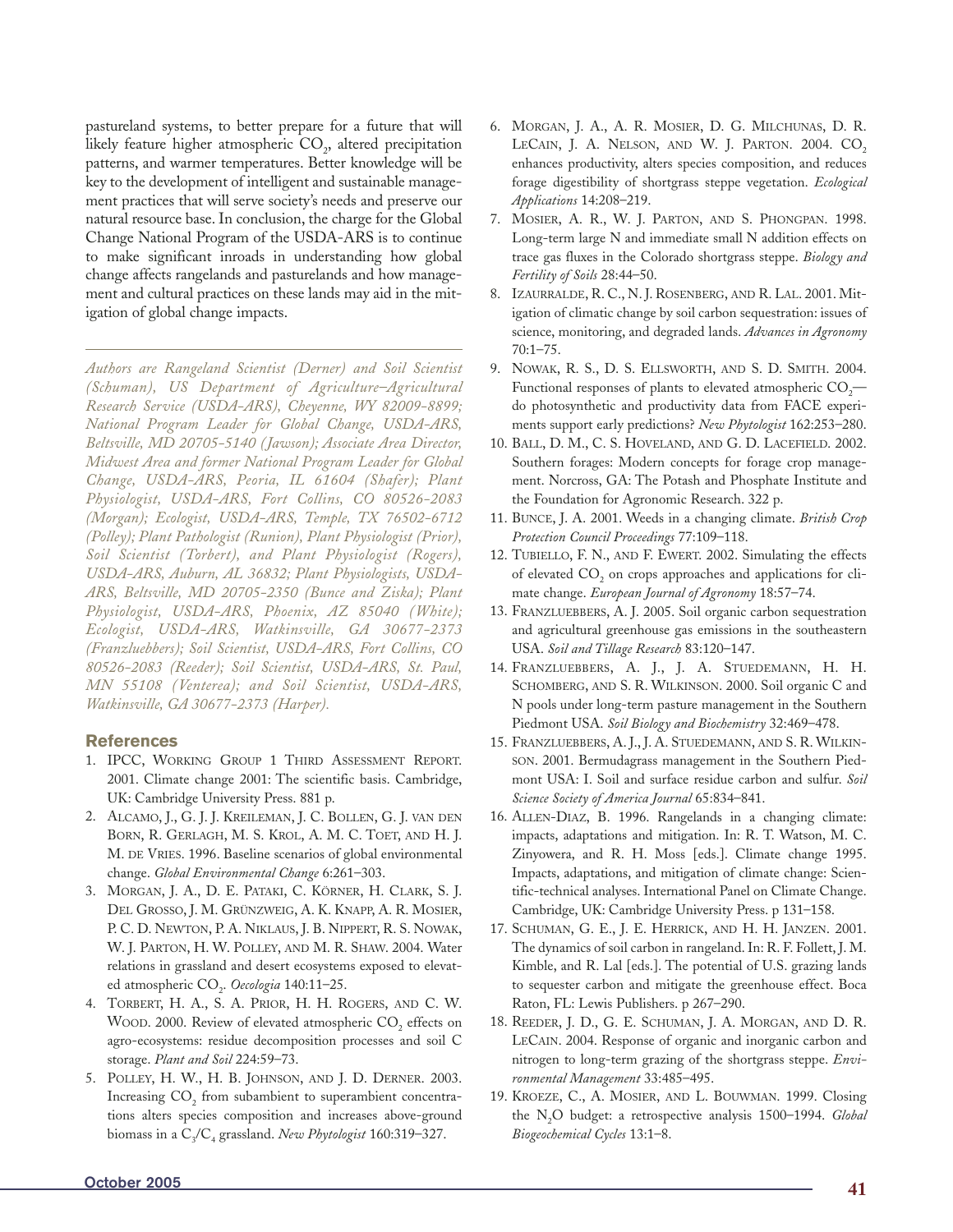pastureland systems, to better prepare for a future that will likely feature higher atmospheric $CO_2$, altered precipitation patterns, and warmer temperatures. Better knowledge will be key to the development of intelligent and sustainable management practices that will serve society's needs and preserve our natural resource base. In conclusion, the charge for the Global Change National Program of the USDA-ARS is to continue to make significant inroads in understanding how global change affects rangelands and pasturelands and how management and cultural practices on these lands may aid in the mitigation of global change impacts.

---

*Authors are Rangeland Scientist (Derner) and Soil Scientist (Schuman), US Department of Agriculture–Agricultural Research Service (USDA-ARS), Cheyenne, WY 82009-8899; National Program Leader for Global Change, USDA-ARS, Beltsville, MD 20705-5140 (Jawson); Associate Area Director, Midwest Area and former National Program Leader for Global Change, USDA-ARS, Peoria, IL 61604 (Shafer); Plant Physiologist, USDA-ARS, Fort Collins, CO 80526-2083 (Morgan); Ecologist, USDA-ARS, Temple, TX 76502-6712 (Polley); Plant Pathologist (Runion), Plant Physiologist (Prior), Soil Scientist (Torbert), and Plant Physiologist (Rogers), USDA-ARS, Auburn, AL 36832; Plant Physiologists, USDA-ARS, Beltsville, MD 20705-2350 (Bunce and Ziska); Plant Physiologist, USDA-ARS, Phoenix, AZ 85040 (White); Ecologist, USDA-ARS, Watkinsville, GA 30677-2373 (Franzluebbers); Soil Scientist, USDA-ARS, Fort Collins, CO 80526-2083 (Reeder); Soil Scientist, USDA-ARS, St. Paul, MN 55108 (Venterea); and Soil Scientist, USDA-ARS, Watkinsville, GA 30677-2373 (Harper).*

## References

1. IPCC, Working Group 1 Third Assessment Report. 2001. Climate change 2001: The scientific basis. Cambridge, UK: Cambridge University Press. 881 p.
2. Alcamo, J., G. J. J. Kreileman, J. C. Bollen, G. J. van den Born, R. Gerlagh, M. S. Krol, A. M. C. Toet, and H. J. M. de Vries. 1996. Baseline scenarios of global environmental change. *Global Environmental Change* 6:261–303.
3. Morgan, J. A., D. E. Pataki, C. Körner, H. Clark, S. J. Del Grosso, J. M. Grünzweig, A. K. Knapp, A. R. Mosier, P. C. D. Newton, P. A. Niklaus, J. B. Nippert, R. S. Nowak, W. J. Parton, H. W. Polley, and M. R. Shaw. 2004. Water relations in grassland and desert ecosystems exposed to elevated atmospheric $CO_2$. *Oecologia* 140:11–25.
4. Torbert, H. A., S. A. Prior, H. H. Rogers, and C. W. Wood. 2000. Review of elevated atmospheric $CO_2$ effects on agro-ecosystems: residue decomposition processes and soil C storage. *Plant and Soil* 224:59–73.
5. Polley, H. W., H. B. Johnson, and J. D. Derner. 2003. Increasing $CO_2$ from subambient to superambient concentrations alters species composition and increases above-ground biomass in a $C_3/C_4$ grassland. *New Phytologist* 160:319–327.
6. Morgan, J. A., A. R. Mosier, D. G. Milchunas, D. R. LeCain, J. A. Nelson, and W. J. Parton. 2004. $CO_2$ enhances productivity, alters species composition, and reduces forage digestibility of shortgrass steppe vegetation. *Ecological Applications* 14:208–219.
7. Mosier, A. R., W. J. Parton, and S. Phongpan. 1998. Long-term large N and immediate small N addition effects on trace gas fluxes in the Colorado shortgrass steppe. *Biology and Fertility of Soils* 28:44–50.
8. Izaurralde, R. C., N. J. Rosenberg, and R. Lal. 2001. Mitigation of climatic change by soil carbon sequestration: issues of science, monitoring, and degraded lands. *Advances in Agronomy* 70:1–75.
9. Nowak, R. S., D. S. Ellsworth, and S. D. Smith. 2004. Functional responses of plants to elevated atmospheric $CO_2$—do photosynthetic and productivity data from FACE experiments support early predictions? *New Phytologist* 162:253–280.
10. Ball, D. M., C. S. Hoveland, and G. D. Lacefield. 2002. Southern forages: Modern concepts for forage crop management. Norcross, GA: The Potash and Phosphate Institute and the Foundation for Agronomic Research. 322 p.
11. Bunce, J. A. 2001. Weeds in a changing climate. *British Crop Protection Council Proceedings* 77:109–118.
12. Tubiello, F. N., and F. Ewert. 2002. Simulating the effects of elevated $CO_2$ on crops approaches and applications for climate change. *European Journal of Agronomy* 18:57–74.
13. Franzluebbers, A. J. 2005. Soil organic carbon sequestration and agricultural greenhouse gas emissions in the southeastern USA. *Soil and Tillage Research* 83:120–147.
14. Franzluebbers, A. J., J. A. Stuedemann, H. H. Schomberg, and S. R. Wilkinson. 2000. Soil organic C and N pools under long-term pasture management in the Southern Piedmont USA. *Soil Biology and Biochemistry* 32:469–478.
15. Franzluebbers, A. J., J. A. Stuedemann, and S. R. Wilkinson. 2001. Bermudagrass management in the Southern Piedmont USA: I. Soil and surface residue carbon and sulfur. *Soil Science Society of America Journal* 65:834–841.
16. Allen-Diaz, B. 1996. Rangelands in a changing climate: impacts, adaptations and mitigation. In: R. T. Watson, M. C. Zinyowera, and R. H. Moss [eds.]. Climate change 1995. Impacts, adaptations, and mitigation of climate change: Scientific-technical analyses. International Panel on Climate Change. Cambridge, UK: Cambridge University Press. p 131–158.
17. Schuman, G. E., J. E. Herrick, and H. H. Janzen. 2001. The dynamics of soil carbon in rangeland. In: R. F. Follett, J. M. Kimble, and R. Lal [eds.]. The potential of U.S. grazing lands to sequester carbon and mitigate the greenhouse effect. Boca Raton, FL: Lewis Publishers. p 267–290.
18. Reeder, J. D., G. E. Schuman, J. A. Morgan, and D. R. LeCain. 2004. Response of organic and inorganic carbon and nitrogen to long-term grazing of the shortgrass steppe. *Environmental Management* 33:485–495.
19. Kroeze, C., A. Mosier, and L. Bouwman. 1999. Closing the $N_2O$ budget: a retrospective analysis 1500–1994. *Global Biogeochemical Cycles* 13:1–8.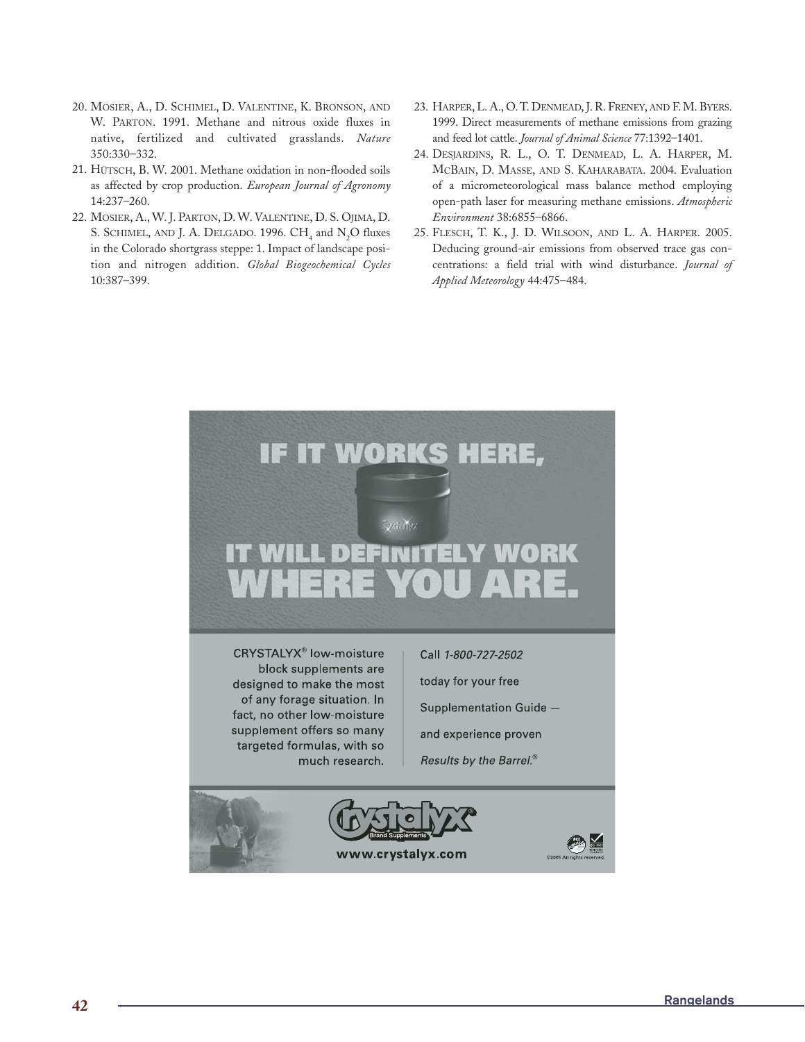20. Mosier, A., D. Schimel, D. Valentine, K. Bronson, and W. Parton. 1991. Methane and nitrous oxide fluxes in native, fertilized and cultivated grasslands. *Nature* 350:330–332.
21. Hütsch, B. W. 2001. Methane oxidation in non-flooded soils as affected by crop production. *European Journal of Agronomy* 14:237–260.
22. Mosier, A., W. J. Parton, D. W. Valentine, D. S. Ojima, D. S. Schimel, and J. A. Delgado. 1996. $CH_4$ and $N_2O$ fluxes in the Colorado shortgrass steppe: 1. Impact of landscape position and nitrogen addition. *Global Biogeochemical Cycles* 10:387–399.
23. Harper, L. A., O. T. Denmead, J. R. Freney, and F. M. Byers. 1999. Direct measurements of methane emissions from grazing and feed lot cattle. *Journal of Animal Science* 77:1392–1401.
24. Desjardins, R. L., O. T. Denmead, L. A. Harper, M. McBain, D. Masse, and S. Kaharabata. 2004. Evaluation of a micrometeorological mass balance method employing open-path laser for measuring methane emissions. *Atmospheric Environment* 38:6855–6866.
25. Flesch, T. K., J. D. Wilsoon, and L. A. Harper. 2005. Deducing ground-air emissions from observed trace gas concentrations: a field trial with wind disturbance. *Journal of Applied Meteorology* 44:475–484.

IF IT WORKS HERE, IT WILL DEFINITELY WORK WHERE YOU ARE.

CRYSTALYX® low-moisture block supplements are designed to make the most of any forage situation. In fact, no other low-moisture supplement offers so many targeted formulas, with so much research.

Call *1-800-727-2502* today for your free Supplementation Guide — and experience proven *Results by the Barrel.®*

Crystalyx® Brand Supplements

www.crystalyx.com

©2005 All rights reserved.